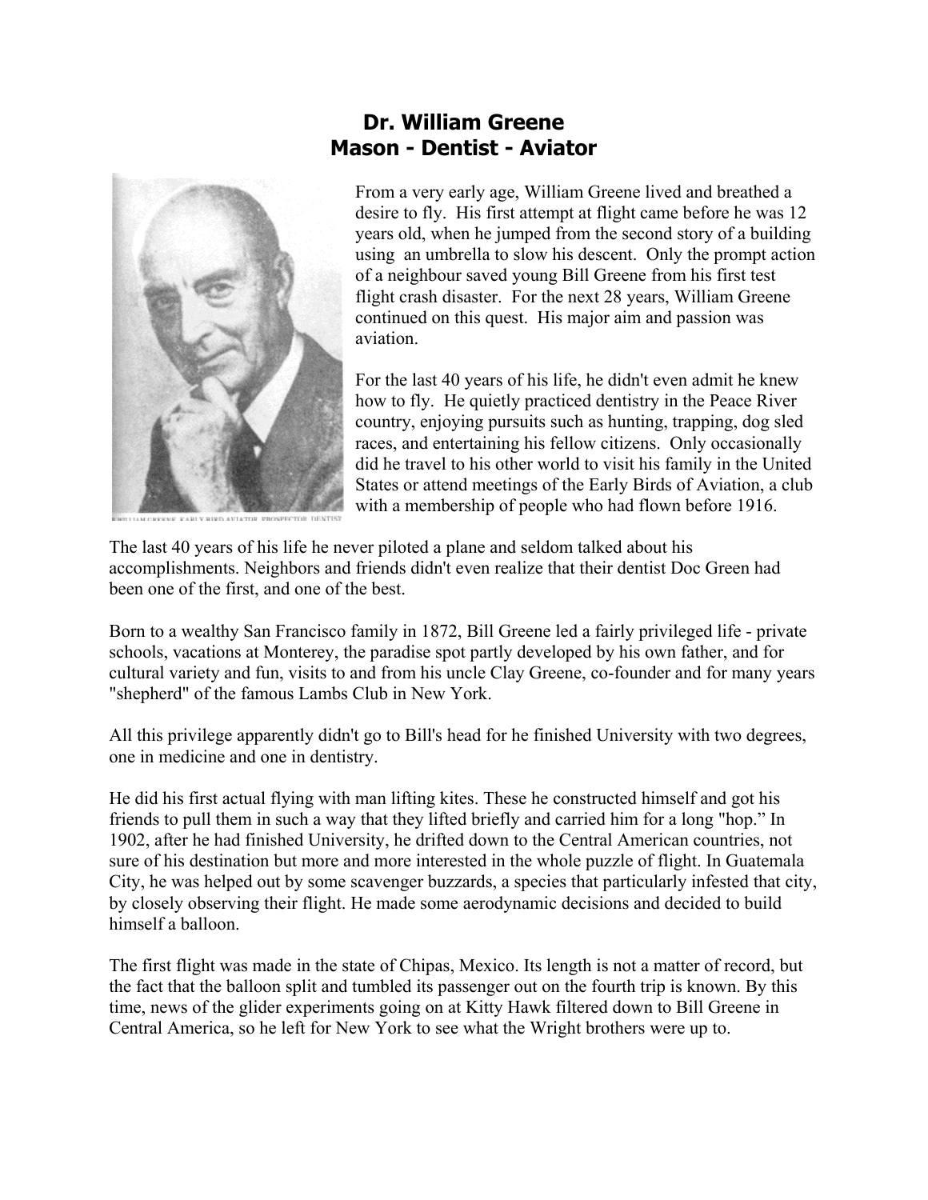# Dr. William Greene
## Mason - Dentist - Aviator

WILLIAM GREENE, EARLY BIRD AVIATOR, PROSPECTOR, DENTIST

From a very early age, William Greene lived and breathed a desire to fly. His first attempt at flight came before he was 12 years old, when he jumped from the second story of a building using an umbrella to slow his descent. Only the prompt action of a neighbour saved young Bill Greene from his first test flight crash disaster. For the next 28 years, William Greene continued on this quest. His major aim and passion was aviation.

For the last 40 years of his life, he didn't even admit he knew how to fly. He quietly practiced dentistry in the Peace River country, enjoying pursuits such as hunting, trapping, dog sled races, and entertaining his fellow citizens. Only occasionally did he travel to his other world to visit his family in the United States or attend meetings of the Early Birds of Aviation, a club with a membership of people who had flown before 1916.

The last 40 years of his life he never piloted a plane and seldom talked about his accomplishments. Neighbors and friends didn't even realize that their dentist Doc Green had been one of the first, and one of the best.

Born to a wealthy San Francisco family in 1872, Bill Greene led a fairly privileged life - private schools, vacations at Monterey, the paradise spot partly developed by his own father, and for cultural variety and fun, visits to and from his uncle Clay Greene, co-founder and for many years "shepherd" of the famous Lambs Club in New York.

All this privilege apparently didn't go to Bill's head for he finished University with two degrees, one in medicine and one in dentistry.

He did his first actual flying with man lifting kites. These he constructed himself and got his friends to pull them in such a way that they lifted briefly and carried him for a long "hop." In 1902, after he had finished University, he drifted down to the Central American countries, not sure of his destination but more and more interested in the whole puzzle of flight. In Guatemala City, he was helped out by some scavenger buzzards, a species that particularly infested that city, by closely observing their flight. He made some aerodynamic decisions and decided to build himself a balloon.

The first flight was made in the state of Chipas, Mexico. Its length is not a matter of record, but the fact that the balloon split and tumbled its passenger out on the fourth trip is known. By this time, news of the glider experiments going on at Kitty Hawk filtered down to Bill Greene in Central America, so he left for New York to see what the Wright brothers were up to.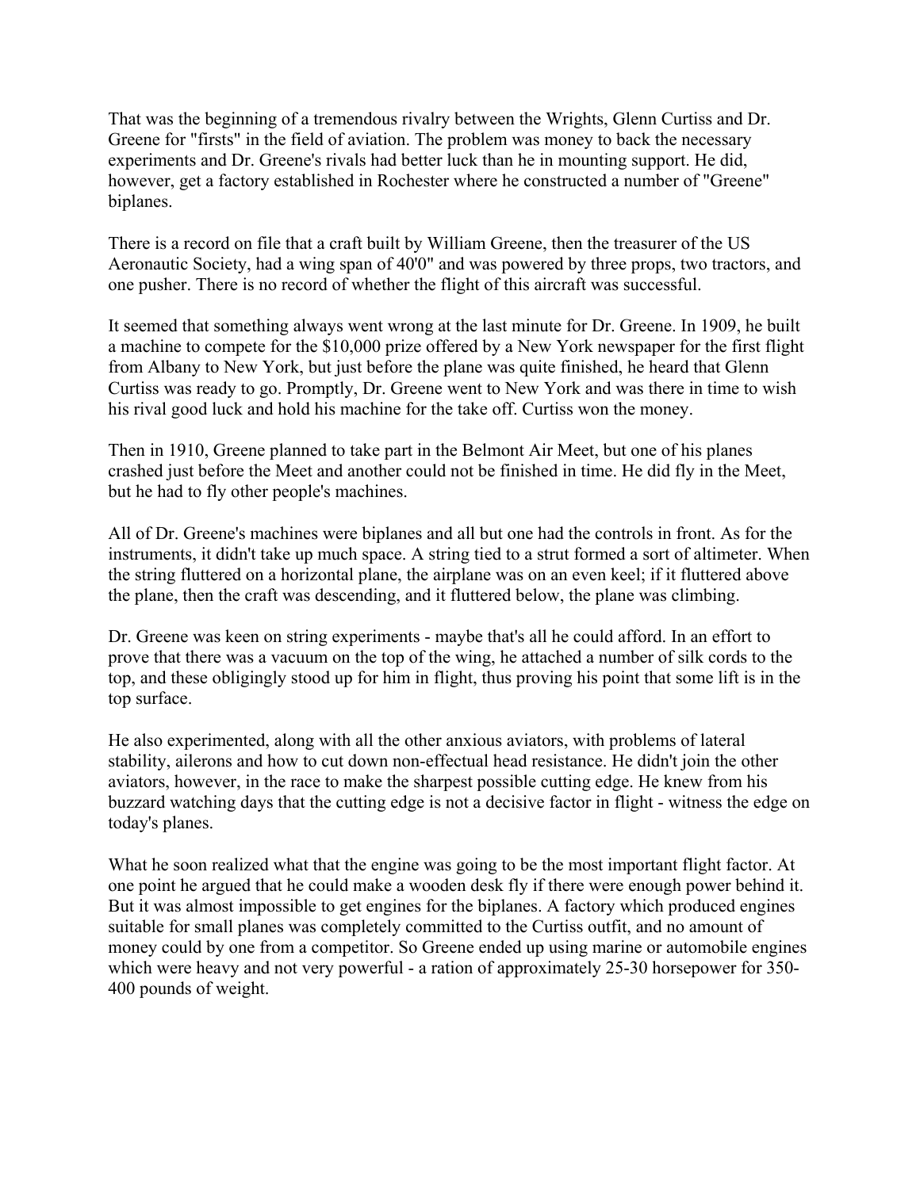That was the beginning of a tremendous rivalry between the Wrights, Glenn Curtiss and Dr. Greene for "firsts" in the field of aviation. The problem was money to back the necessary experiments and Dr. Greene's rivals had better luck than he in mounting support. He did, however, get a factory established in Rochester where he constructed a number of "Greene" biplanes.

There is a record on file that a craft built by William Greene, then the treasurer of the US Aeronautic Society, had a wing span of 40'0" and was powered by three props, two tractors, and one pusher. There is no record of whether the flight of this aircraft was successful.

It seemed that something always went wrong at the last minute for Dr. Greene. In 1909, he built a machine to compete for the $10,000 prize offered by a New York newspaper for the first flight from Albany to New York, but just before the plane was quite finished, he heard that Glenn Curtiss was ready to go. Promptly, Dr. Greene went to New York and was there in time to wish his rival good luck and hold his machine for the take off. Curtiss won the money.

Then in 1910, Greene planned to take part in the Belmont Air Meet, but one of his planes crashed just before the Meet and another could not be finished in time. He did fly in the Meet, but he had to fly other people's machines.

All of Dr. Greene's machines were biplanes and all but one had the controls in front. As for the instruments, it didn't take up much space. A string tied to a strut formed a sort of altimeter. When the string fluttered on a horizontal plane, the airplane was on an even keel; if it fluttered above the plane, then the craft was descending, and it fluttered below, the plane was climbing.

Dr. Greene was keen on string experiments - maybe that's all he could afford. In an effort to prove that there was a vacuum on the top of the wing, he attached a number of silk cords to the top, and these obligingly stood up for him in flight, thus proving his point that some lift is in the top surface.

He also experimented, along with all the other anxious aviators, with problems of lateral stability, ailerons and how to cut down non-effectual head resistance. He didn't join the other aviators, however, in the race to make the sharpest possible cutting edge. He knew from his buzzard watching days that the cutting edge is not a decisive factor in flight - witness the edge on today's planes.

What he soon realized what that the engine was going to be the most important flight factor. At one point he argued that he could make a wooden desk fly if there were enough power behind it. But it was almost impossible to get engines for the biplanes. A factory which produced engines suitable for small planes was completely committed to the Curtiss outfit, and no amount of money could by one from a competitor. So Greene ended up using marine or automobile engines which were heavy and not very powerful - a ration of approximately 25-30 horsepower for 350-400 pounds of weight.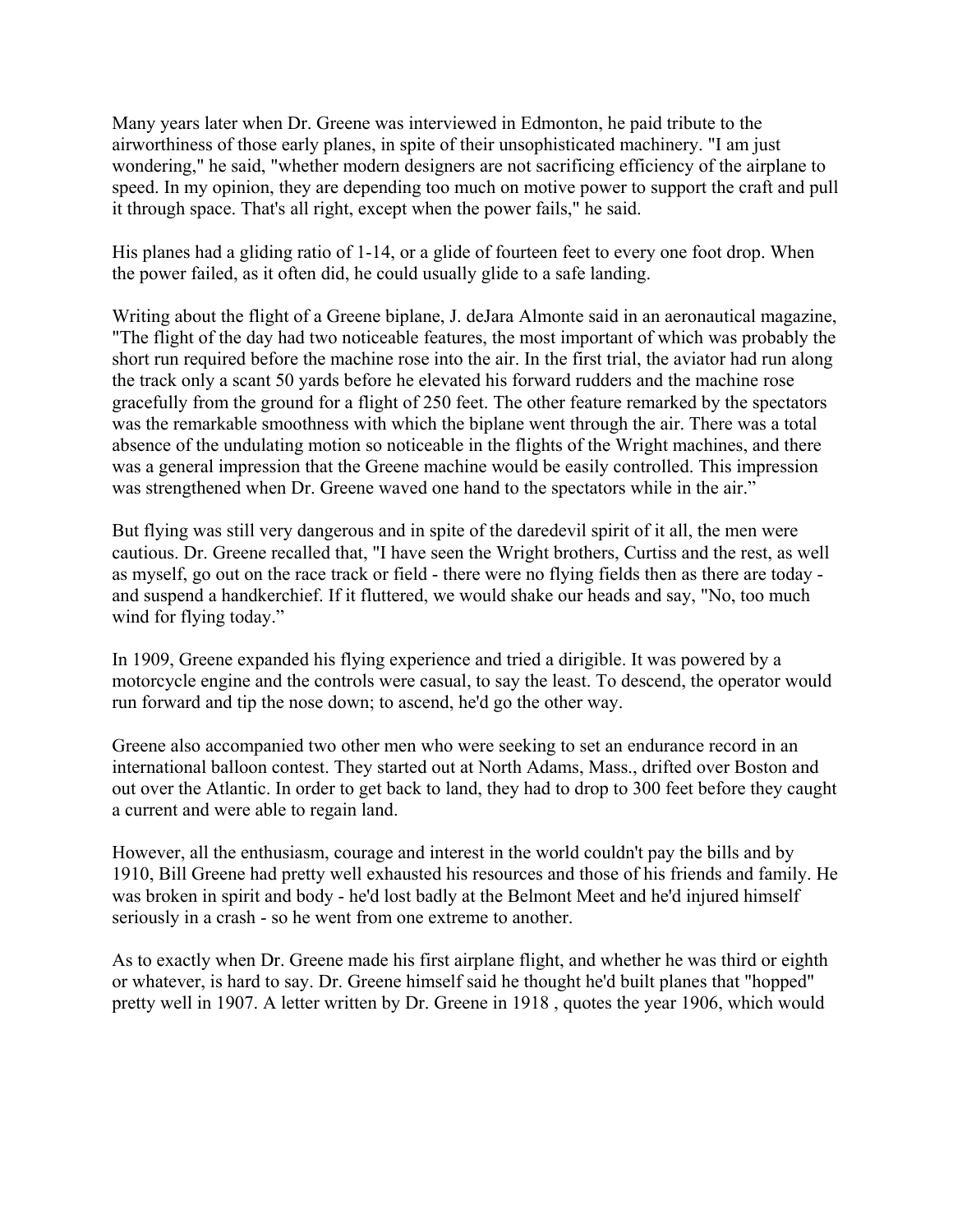Many years later when Dr. Greene was interviewed in Edmonton, he paid tribute to the airworthiness of those early planes, in spite of their unsophisticated machinery. "I am just wondering," he said, "whether modern designers are not sacrificing efficiency of the airplane to speed. In my opinion, they are depending too much on motive power to support the craft and pull it through space. That's all right, except when the power fails," he said.

His planes had a gliding ratio of 1-14, or a glide of fourteen feet to every one foot drop. When the power failed, as it often did, he could usually glide to a safe landing.

Writing about the flight of a Greene biplane, J. deJara Almonte said in an aeronautical magazine, "The flight of the day had two noticeable features, the most important of which was probably the short run required before the machine rose into the air. In the first trial, the aviator had run along the track only a scant 50 yards before he elevated his forward rudders and the machine rose gracefully from the ground for a flight of 250 feet. The other feature remarked by the spectators was the remarkable smoothness with which the biplane went through the air. There was a total absence of the undulating motion so noticeable in the flights of the Wright machines, and there was a general impression that the Greene machine would be easily controlled. This impression was strengthened when Dr. Greene waved one hand to the spectators while in the air."

But flying was still very dangerous and in spite of the daredevil spirit of it all, the men were cautious. Dr. Greene recalled that, "I have seen the Wright brothers, Curtiss and the rest, as well as myself, go out on the race track or field - there were no flying fields then as there are today - and suspend a handkerchief. If it fluttered, we would shake our heads and say, "No, too much wind for flying today."

In 1909, Greene expanded his flying experience and tried a dirigible. It was powered by a motorcycle engine and the controls were casual, to say the least. To descend, the operator would run forward and tip the nose down; to ascend, he'd go the other way.

Greene also accompanied two other men who were seeking to set an endurance record in an international balloon contest. They started out at North Adams, Mass., drifted over Boston and out over the Atlantic. In order to get back to land, they had to drop to 300 feet before they caught a current and were able to regain land.

However, all the enthusiasm, courage and interest in the world couldn't pay the bills and by 1910, Bill Greene had pretty well exhausted his resources and those of his friends and family. He was broken in spirit and body - he'd lost badly at the Belmont Meet and he'd injured himself seriously in a crash - so he went from one extreme to another.

As to exactly when Dr. Greene made his first airplane flight, and whether he was third or eighth or whatever, is hard to say. Dr. Greene himself said he thought he'd built planes that "hopped" pretty well in 1907. A letter written by Dr. Greene in 1918 , quotes the year 1906, which would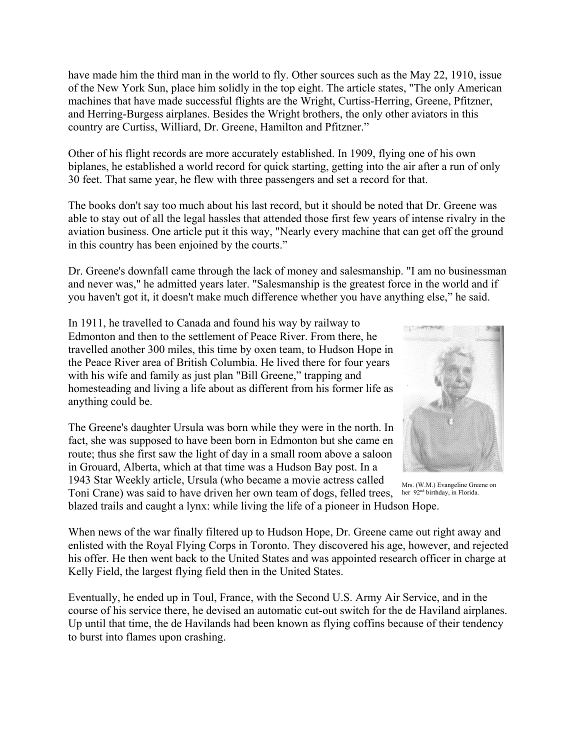have made him the third man in the world to fly. Other sources such as the May 22, 1910, issue of the New York Sun, place him solidly in the top eight. The article states, "The only American machines that have made successful flights are the Wright, Curtiss-Herring, Greene, Pfitzner, and Herring-Burgess airplanes. Besides the Wright brothers, the only other aviators in this country are Curtiss, Williard, Dr. Greene, Hamilton and Pfitzner."

Other of his flight records are more accurately established. In 1909, flying one of his own biplanes, he established a world record for quick starting, getting into the air after a run of only 30 feet. That same year, he flew with three passengers and set a record for that.

The books don't say too much about his last record, but it should be noted that Dr. Greene was able to stay out of all the legal hassles that attended those first few years of intense rivalry in the aviation business. One article put it this way, "Nearly every machine that can get off the ground in this country has been enjoined by the courts."

Dr. Greene's downfall came through the lack of money and salesmanship. "I am no businessman and never was," he admitted years later. "Salesmanship is the greatest force in the world and if you haven't got it, it doesn't make much difference whether you have anything else," he said.

In 1911, he travelled to Canada and found his way by railway to Edmonton and then to the settlement of Peace River. From there, he travelled another 300 miles, this time by oxen team, to Hudson Hope in the Peace River area of British Columbia. He lived there for four years with his wife and family as just plan "Bill Greene," trapping and homesteading and living a life about as different from his former life as anything could be.

The Greene's daughter Ursula was born while they were in the north. In fact, she was supposed to have been born in Edmonton but she came en route; thus she first saw the light of day in a small room above a saloon in Grouard, Alberta, which at that time was a Hudson Bay post. In a 1943 Star Weekly article, Ursula (who became a movie actress called Toni Crane) was said to have driven her own team of dogs, felled trees, blazed trails and caught a lynx: while living the life of a pioneer in Hudson Hope.

Mrs. (W.M.) Evangeline Greene on her 92nd birthday, in Florida.

When news of the war finally filtered up to Hudson Hope, Dr. Greene came out right away and enlisted with the Royal Flying Corps in Toronto. They discovered his age, however, and rejected his offer. He then went back to the United States and was appointed research officer in charge at Kelly Field, the largest flying field then in the United States.

Eventually, he ended up in Toul, France, with the Second U.S. Army Air Service, and in the course of his service there, he devised an automatic cut-out switch for the de Haviland airplanes. Up until that time, the de Havilands had been known as flying coffins because of their tendency to burst into flames upon crashing.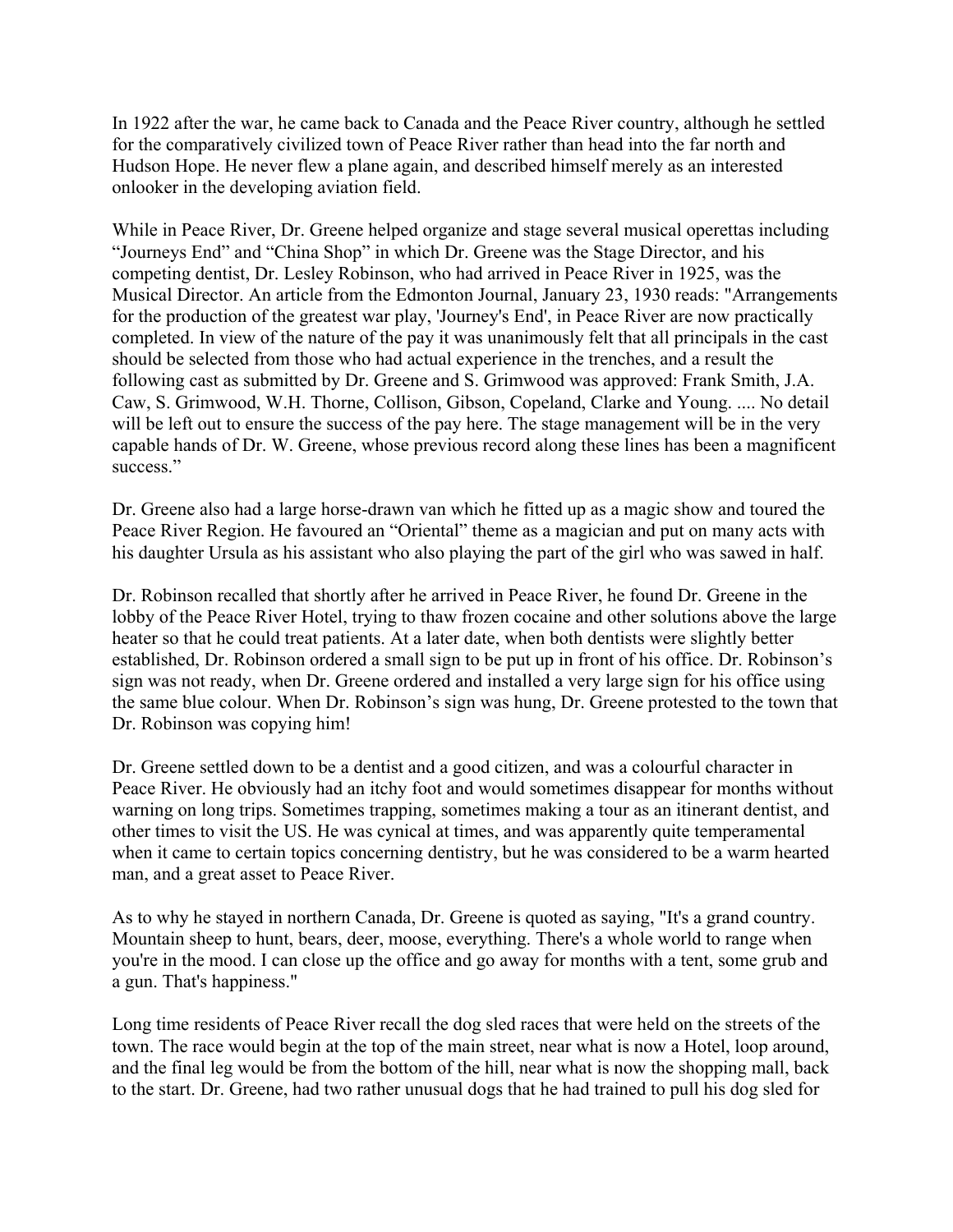In 1922 after the war, he came back to Canada and the Peace River country, although he settled for the comparatively civilized town of Peace River rather than head into the far north and Hudson Hope. He never flew a plane again, and described himself merely as an interested onlooker in the developing aviation field.

While in Peace River, Dr. Greene helped organize and stage several musical operettas including “Journeys End” and “China Shop” in which Dr. Greene was the Stage Director, and his competing dentist, Dr. Lesley Robinson, who had arrived in Peace River in 1925, was the Musical Director. An article from the Edmonton Journal, January 23, 1930 reads: "Arrangements for the production of the greatest war play, 'Journey's End', in Peace River are now practically completed. In view of the nature of the pay it was unanimously felt that all principals in the cast should be selected from those who had actual experience in the trenches, and a result the following cast as submitted by Dr. Greene and S. Grimwood was approved: Frank Smith, J.A. Caw, S. Grimwood, W.H. Thorne, Collison, Gibson, Copeland, Clarke and Young. .... No detail will be left out to ensure the success of the pay here. The stage management will be in the very capable hands of Dr. W. Greene, whose previous record along these lines has been a magnificent success.”

Dr. Greene also had a large horse-drawn van which he fitted up as a magic show and toured the Peace River Region. He favoured an “Oriental” theme as a magician and put on many acts with his daughter Ursula as his assistant who also playing the part of the girl who was sawed in half.

Dr. Robinson recalled that shortly after he arrived in Peace River, he found Dr. Greene in the lobby of the Peace River Hotel, trying to thaw frozen cocaine and other solutions above the large heater so that he could treat patients. At a later date, when both dentists were slightly better established, Dr. Robinson ordered a small sign to be put up in front of his office. Dr. Robinson’s sign was not ready, when Dr. Greene ordered and installed a very large sign for his office using the same blue colour. When Dr. Robinson’s sign was hung, Dr. Greene protested to the town that Dr. Robinson was copying him!

Dr. Greene settled down to be a dentist and a good citizen, and was a colourful character in Peace River. He obviously had an itchy foot and would sometimes disappear for months without warning on long trips. Sometimes trapping, sometimes making a tour as an itinerant dentist, and other times to visit the US. He was cynical at times, and was apparently quite temperamental when it came to certain topics concerning dentistry, but he was considered to be a warm hearted man, and a great asset to Peace River.

As to why he stayed in northern Canada, Dr. Greene is quoted as saying, "It's a grand country. Mountain sheep to hunt, bears, deer, moose, everything. There's a whole world to range when you're in the mood. I can close up the office and go away for months with a tent, some grub and a gun. That's happiness."

Long time residents of Peace River recall the dog sled races that were held on the streets of the town. The race would begin at the top of the main street, near what is now a Hotel, loop around, and the final leg would be from the bottom of the hill, near what is now the shopping mall, back to the start. Dr. Greene, had two rather unusual dogs that he had trained to pull his dog sled for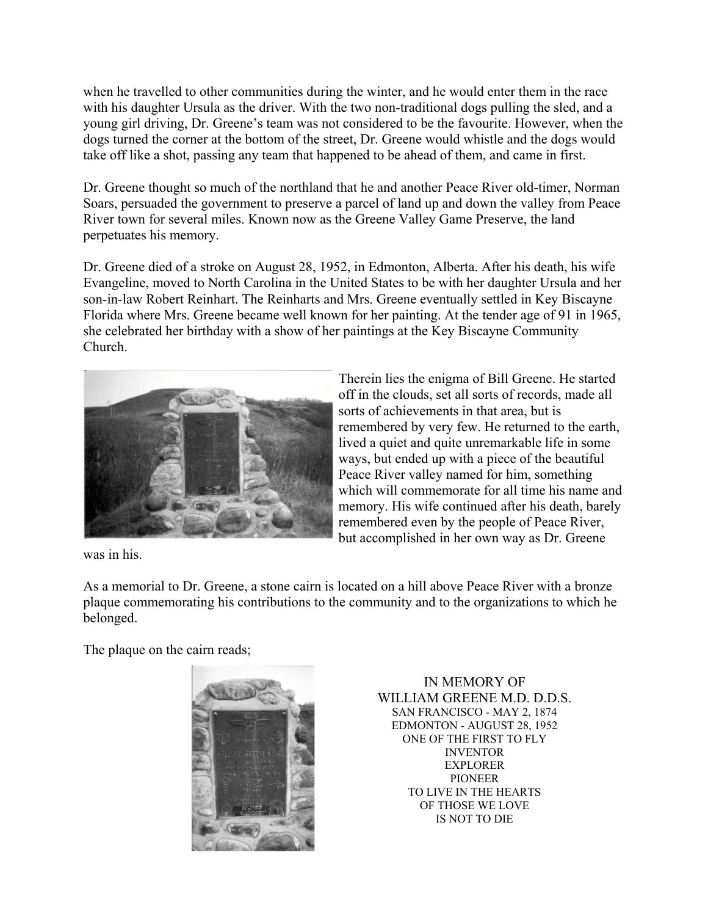when he travelled to other communities during the winter, and he would enter them in the race with his daughter Ursula as the driver. With the two non-traditional dogs pulling the sled, and a young girl driving, Dr. Greene's team was not considered to be the favourite. However, when the dogs turned the corner at the bottom of the street, Dr. Greene would whistle and the dogs would take off like a shot, passing any team that happened to be ahead of them, and came in first.

Dr. Greene thought so much of the northland that he and another Peace River old-timer, Norman Soars, persuaded the government to preserve a parcel of land up and down the valley from Peace River town for several miles. Known now as the Greene Valley Game Preserve, the land perpetuates his memory.

Dr. Greene died of a stroke on August 28, 1952, in Edmonton, Alberta. After his death, his wife Evangeline, moved to North Carolina in the United States to be with her daughter Ursula and her son-in-law Robert Reinhart. The Reinharts and Mrs. Greene eventually settled in Key Biscayne Florida where Mrs. Greene became well known for her painting. At the tender age of 91 in 1965, she celebrated her birthday with a show of her paintings at the Key Biscayne Community Church.

Therein lies the enigma of Bill Greene. He started off in the clouds, set all sorts of records, made all sorts of achievements in that area, but is remembered by very few. He returned to the earth, lived a quiet and quite unremarkable life in some ways, but ended up with a piece of the beautiful Peace River valley named for him, something which will commemorate for all time his name and memory. His wife continued after his death, barely remembered even by the people of Peace River, but accomplished in her own way as Dr. Greene was in his.

As a memorial to Dr. Greene, a stone cairn is located on a hill above Peace River with a bronze plaque commemorating his contributions to the community and to the organizations to which he belonged.

The plaque on the cairn reads;

IN MEMORY OF
WILLIAM GREENE M.D. D.D.S.
SAN FRANCISCO - MAY 2, 1874
EDMONTON - AUGUST 28, 1952
ONE OF THE FIRST TO FLY
INVENTOR
EXPLORER
PIONEER
TO LIVE IN THE HEARTS
OF THOSE WE LOVE
IS NOT TO DIE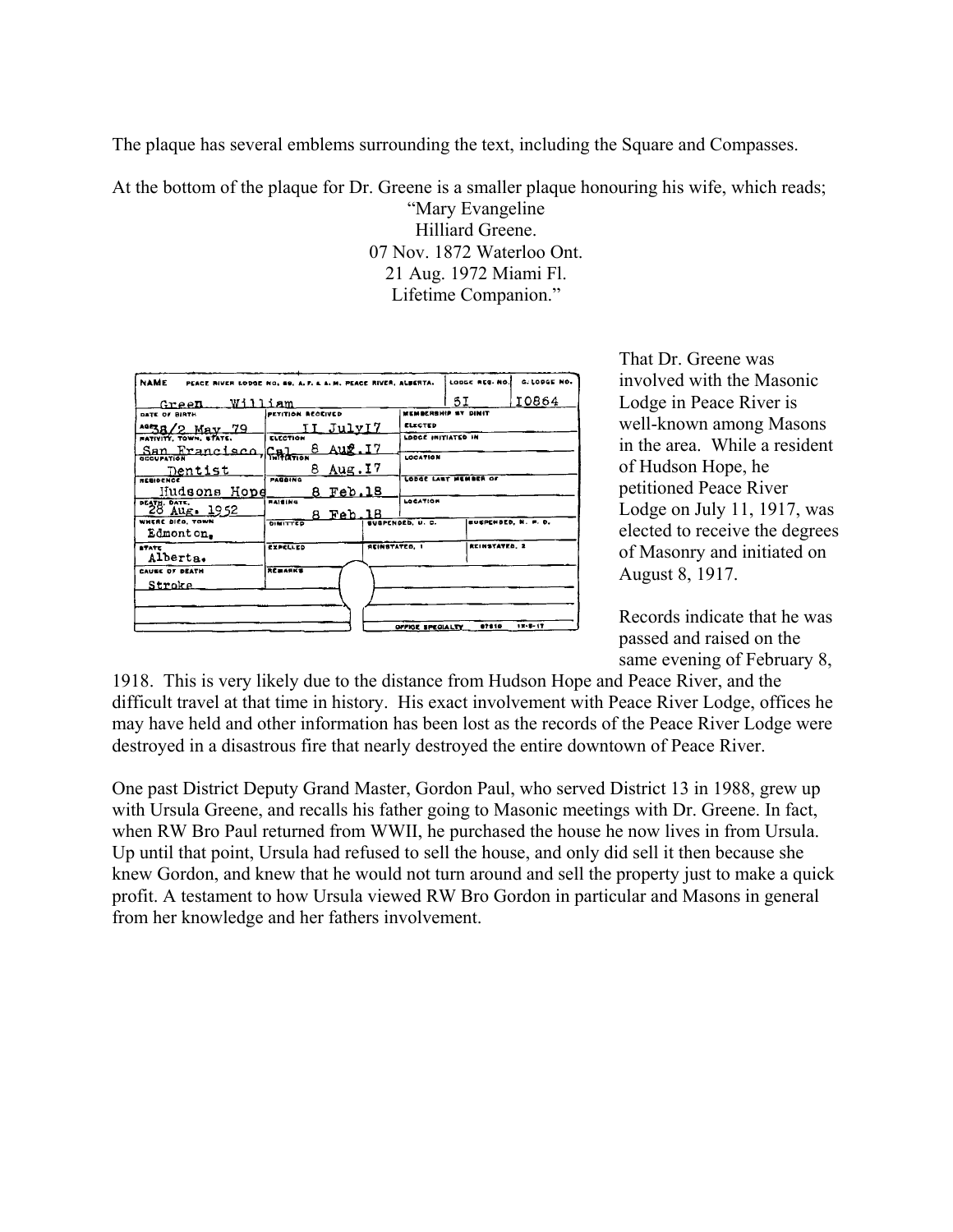The plaque has several emblems surrounding the text, including the Square and Compasses.

At the bottom of the plaque for Dr. Greene is a smaller plaque honouring his wife, which reads;

"Mary Evangeline
Hilliard Greene.
07 Nov. 1872 Waterloo Ont.
21 Aug. 1972 Miami Fl.
Lifetime Companion."

| NAME PEACE RIVER LODGE NO. 89, A. F. & A. M. PEACE RIVER, ALBERTA. | | LODGE REG. NO. | G. LODGE NO. |
|---|---|---|---|
| Green William | | 51 | 10864 |
| DATE OF BIRTH: AGE 38/2 May 79 | PETITION RECEIVED: 11 July17 | MEMBERSHIP BY DIMIT | |
| NATIVITY, TOWN, STATE: San Francisco, Cal. | ELECTION: 8 Aug.17 | ELECTED | |
| OCCUPATION: Dentist | INITIATION: 8 Aug.17 | LODGE INITIATED IN | |
| RESIDENCE: Hudsons Hope | PASSING: 8 Feb.18 | LOCATION | |
| DEATH, DATE: 28 Aug. 1952 | RAISING: 8 Feb.18 | LODGE LAST MEMBER OF | |
| WHERE DIED, TOWN: Edmonton. | DIMITTED | SUSPENDED, U. C. | SUSPENDED, N. P. D. |
| STATE: Alberta. | EXPELLED | REINSTATED, 1 | REINSTATED, 2 |
| CAUSE OF DEATH: Stroke | REMARKS | | |
| | | OFFICE SPECIALTY 67610 | 12-8-17 |

That Dr. Greene was involved with the Masonic Lodge in Peace River is well-known among Masons in the area. While a resident of Hudson Hope, he petitioned Peace River Lodge on July 11, 1917, was elected to receive the degrees of Masonry and initiated on August 8, 1917.

Records indicate that he was passed and raised on the same evening of February 8, 1918. This is very likely due to the distance from Hudson Hope and Peace River, and the difficult travel at that time in history. His exact involvement with Peace River Lodge, offices he may have held and other information has been lost as the records of the Peace River Lodge were destroyed in a disastrous fire that nearly destroyed the entire downtown of Peace River.

One past District Deputy Grand Master, Gordon Paul, who served District 13 in 1988, grew up with Ursula Greene, and recalls his father going to Masonic meetings with Dr. Greene. In fact, when RW Bro Paul returned from WWII, he purchased the house he now lives in from Ursula. Up until that point, Ursula had refused to sell the house, and only did sell it then because she knew Gordon, and knew that he would not turn around and sell the property just to make a quick profit. A testament to how Ursula viewed RW Bro Gordon in particular and Masons in general from her knowledge and her fathers involvement.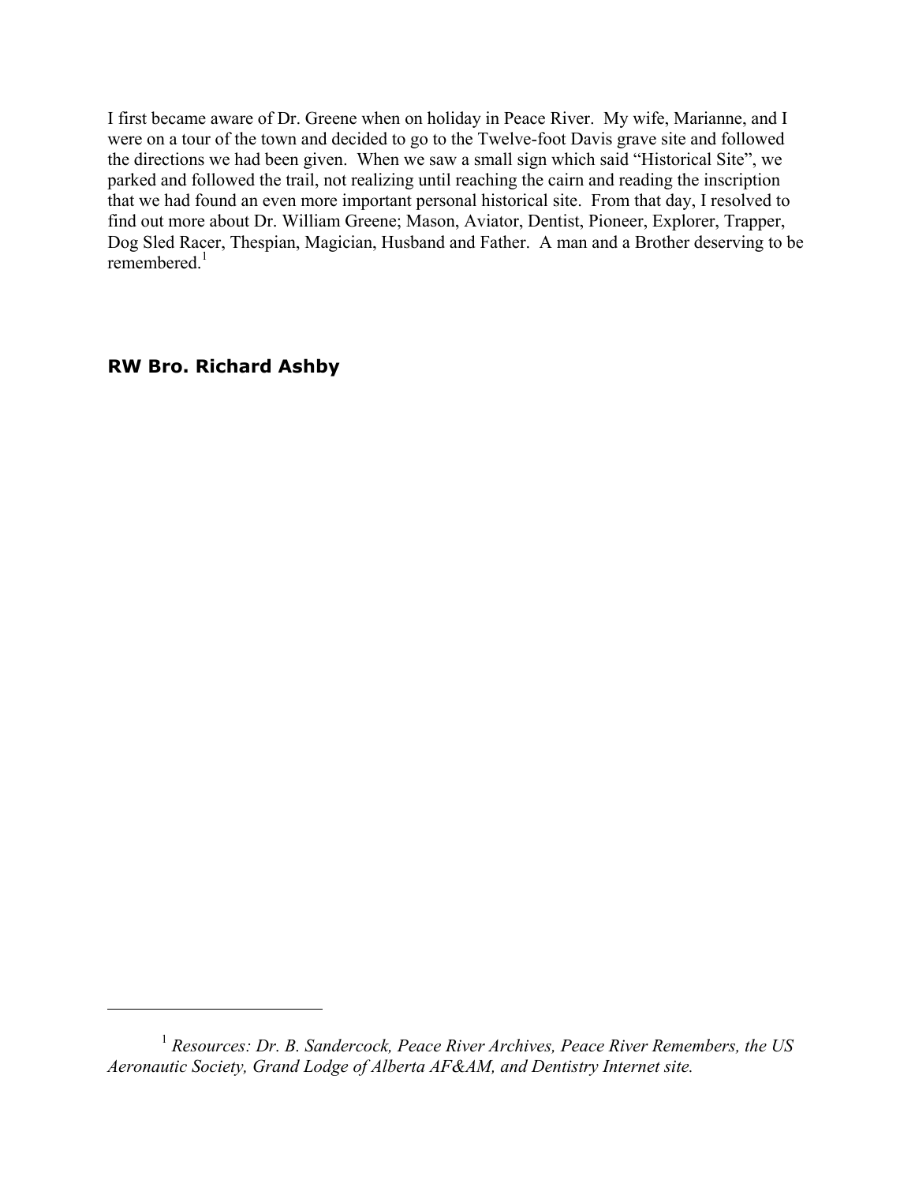I first became aware of Dr. Greene when on holiday in Peace River. My wife, Marianne, and I were on a tour of the town and decided to go to the Twelve-foot Davis grave site and followed the directions we had been given. When we saw a small sign which said "Historical Site", we parked and followed the trail, not realizing until reaching the cairn and reading the inscription that we had found an even more important personal historical site. From that day, I resolved to find out more about Dr. William Greene; Mason, Aviator, Dentist, Pioneer, Explorer, Trapper, Dog Sled Racer, Thespian, Magician, Husband and Father. A man and a Brother deserving to be remembered.[1]

**RW Bro. Richard Ashby**

---

[1] *Resources: Dr. B. Sandercock, Peace River Archives, Peace River Remembers, the US Aeronautic Society, Grand Lodge of Alberta AF&AM, and Dentistry Internet site.*